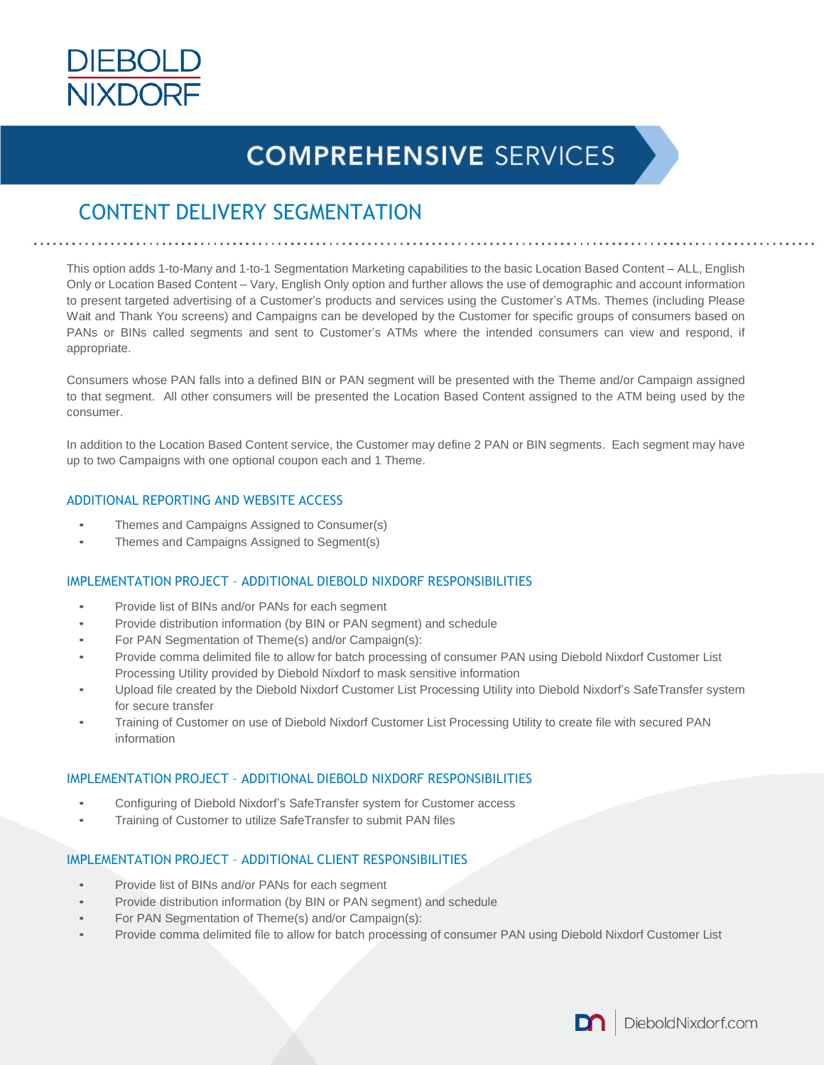# COMPREHENSIVE SERVICES

## CONTENT DELIVERY SEGMENTATION

This option adds 1-to-Many and 1-to-1 Segmentation Marketing capabilities to the basic Location Based Content – ALL, English Only or Location Based Content – Vary, English Only option and further allows the use of demographic and account information to present targeted advertising of a Customer's products and services using the Customer's ATMs. Themes (including Please Wait and Thank You screens) and Campaigns can be developed by the Customer for specific groups of consumers based on PANs or BINs called segments and sent to Customer's ATMs where the intended consumers can view and respond, if appropriate.

Consumers whose PAN falls into a defined BIN or PAN segment will be presented with the Theme and/or Campaign assigned to that segment. All other consumers will be presented the Location Based Content assigned to the ATM being used by the consumer.

In addition to the Location Based Content service, the Customer may define 2 PAN or BIN segments. Each segment may have up to two Campaigns with one optional coupon each and 1 Theme.

### ADDITIONAL REPORTING AND WEBSITE ACCESS

- Themes and Campaigns Assigned to Consumer(s)
- Themes and Campaigns Assigned to Segment(s)

### IMPLEMENTATION PROJECT – ADDITIONAL DIEBOLD NIXDORF RESPONSIBILITIES

- Provide list of BINs and/or PANs for each segment
- Provide distribution information (by BIN or PAN segment) and schedule
- For PAN Segmentation of Theme(s) and/or Campaign(s):
- Provide comma delimited file to allow for batch processing of consumer PAN using Diebold Nixdorf Customer List Processing Utility provided by Diebold Nixdorf to mask sensitive information
- Upload file created by the Diebold Nixdorf Customer List Processing Utility into Diebold Nixdorf's SafeTransfer system for secure transfer
- Training of Customer on use of Diebold Nixdorf Customer List Processing Utility to create file with secured PAN information

### IMPLEMENTATION PROJECT – ADDITIONAL DIEBOLD NIXDORF RESPONSIBILITIES

- Configuring of Diebold Nixdorf's SafeTransfer system for Customer access
- Training of Customer to utilize SafeTransfer to submit PAN files

### IMPLEMENTATION PROJECT – ADDITIONAL CLIENT RESPONSIBILITIES

- Provide list of BINs and/or PANs for each segment
- Provide distribution information (by BIN or PAN segment) and schedule
- For PAN Segmentation of Theme(s) and/or Campaign(s):
- Provide comma delimited file to allow for batch processing of consumer PAN using Diebold Nixdorf Customer List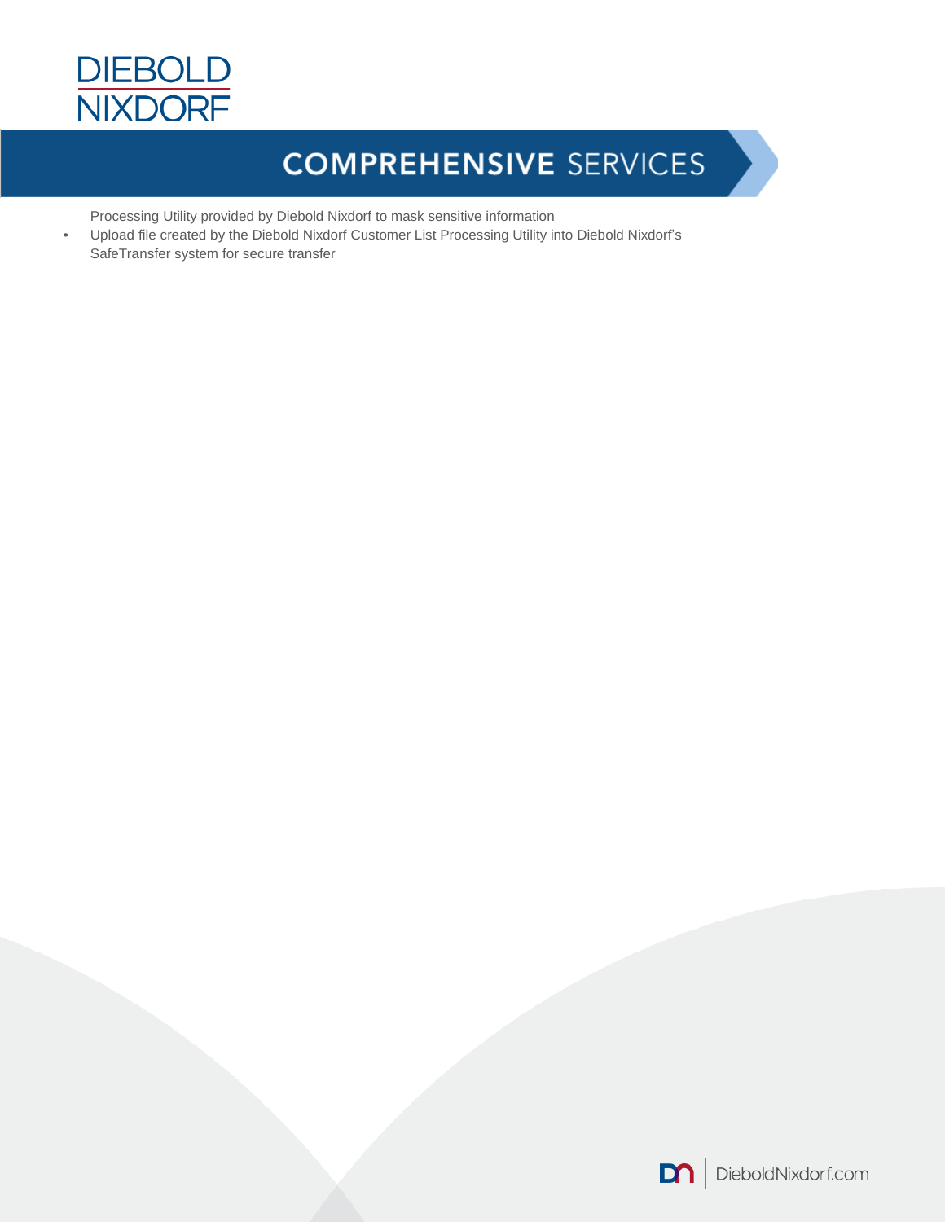Processing Utility provided by Diebold Nixdorf to mask sensitive information

- Upload file created by the Diebold Nixdorf Customer List Processing Utility into Diebold Nixdorf's SafeTransfer system for secure transfer